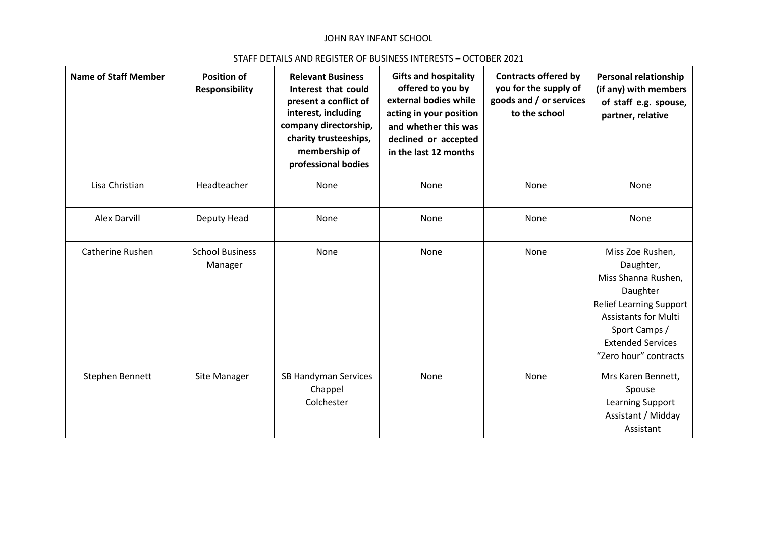# JOHN RAY INFANT SCHOOL

## STAFF DETAILS AND REGISTER OF BUSINESS INTERESTS – OCTOBER 2021

| Name of Staff Member | Position of Responsibility | Relevant Business Interest that could present a conflict of interest, including company directorship, charity trusteeships, membership of professional bodies | Gifts and hospitality offered to you by external bodies while acting in your position and whether this was declined or accepted in the last 12 months | Contracts offered by you for the supply of goods and / or services to the school | Personal relationship (if any) with members of staff e.g. spouse, partner, relative |
|---|---|---|---|---|---|
| Lisa Christian | Headteacher | None | None | None | None |
| Alex Darvill | Deputy Head | None | None | None | None |
| Catherine Rushen | School Business Manager | None | None | None | Miss Zoe Rushen, Daughter, Miss Shanna Rushen, Daughter Relief Learning Support Assistants for Multi Sport Camps / Extended Services "Zero hour" contracts |
| Stephen Bennett | Site Manager | SB Handyman Services Chappel Colchester | None | None | Mrs Karen Bennett, Spouse Learning Support Assistant / Midday Assistant |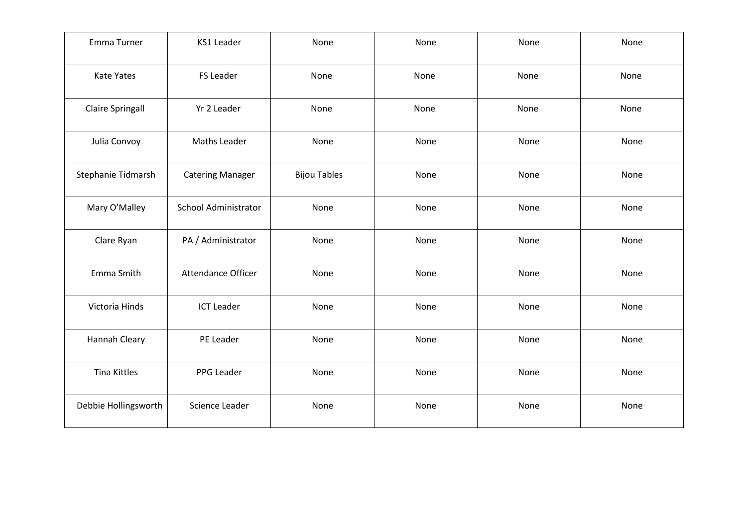| | | | | | |
|---|---|---|---|---|---|
| Emma Turner | KS1 Leader | None | None | None | None |
| Kate Yates | FS Leader | None | None | None | None |
| Claire Springall | Yr 2 Leader | None | None | None | None |
| Julia Convoy | Maths Leader | None | None | None | None |
| Stephanie Tidmarsh | Catering Manager | Bijou Tables | None | None | None |
| Mary O'Malley | School Administrator | None | None | None | None |
| Clare Ryan | PA / Administrator | None | None | None | None |
| Emma Smith | Attendance Officer | None | None | None | None |
| Victoria Hinds | ICT Leader | None | None | None | None |
| Hannah Cleary | PE Leader | None | None | None | None |
| Tina Kittles | PPG Leader | None | None | None | None |
| Debbie Hollingsworth | Science Leader | None | None | None | None |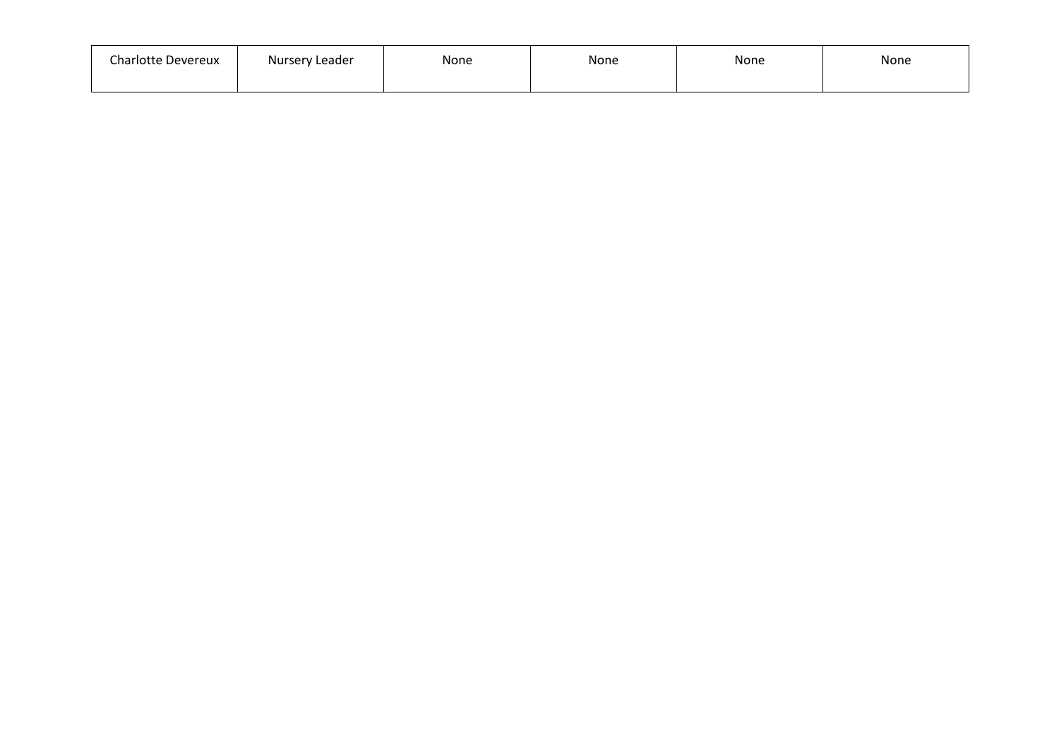| | | | | | |
|---|---|---|---|---|---|
| Charlotte Devereux | Nursery Leader | None | None | None | None |